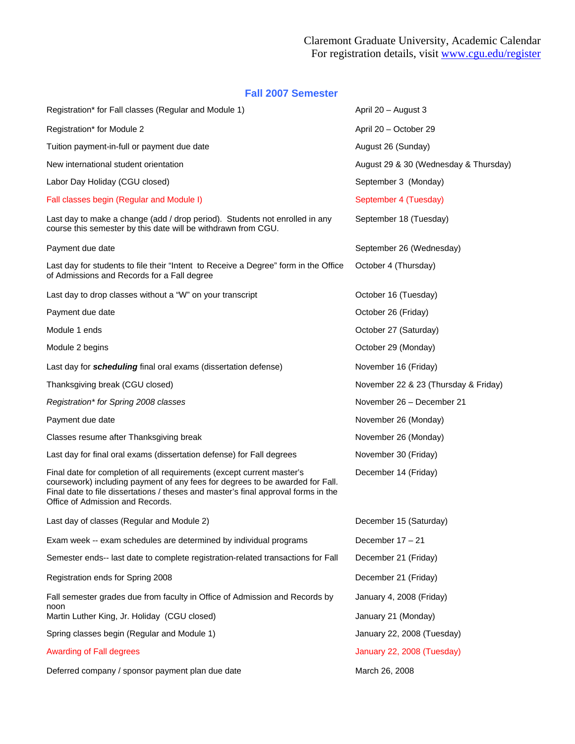Claremont Graduate University, Academic Calendar
For registration details, visit [www.cgu.edu/register](http://www.cgu.edu/register)

## Fall 2007 Semester

| | |
|---|---|
| Registration* for Fall classes (Regular and Module 1) | April 20 – August 3 |
| Registration* for Module 2 | April 20 – October 29 |
| Tuition payment-in-full or payment due date | August 26 (Sunday) |
| New international student orientation | August 29 & 30 (Wednesday & Thursday) |
| Labor Day Holiday (CGU closed) | September 3 (Monday) |
| Fall classes begin (Regular and Module I) | September 4 (Tuesday) |
| Last day to make a change (add / drop period). Students not enrolled in any course this semester by this date will be withdrawn from CGU. | September 18 (Tuesday) |
| Payment due date | September 26 (Wednesday) |
| Last day for students to file their "Intent to Receive a Degree" form in the Office of Admissions and Records for a Fall degree | October 4 (Thursday) |
| Last day to drop classes without a "W" on your transcript | October 16 (Tuesday) |
| Payment due date | October 26 (Friday) |
| Module 1 ends | October 27 (Saturday) |
| Module 2 begins | October 29 (Monday) |
| Last day for ***scheduling*** final oral exams (dissertation defense) | November 16 (Friday) |
| Thanksgiving break (CGU closed) | November 22 & 23 (Thursday & Friday) |
| *Registration* for Spring 2008 classes* | November 26 – December 21 |
| Payment due date | November 26 (Monday) |
| Classes resume after Thanksgiving break | November 26 (Monday) |
| Last day for final oral exams (dissertation defense) for Fall degrees | November 30 (Friday) |
| Final date for completion of all requirements (except current master's coursework) including payment of any fees for degrees to be awarded for Fall. Final date to file dissertations / theses and master's final approval forms in the Office of Admission and Records. | December 14 (Friday) |
| Last day of classes (Regular and Module 2) | December 15 (Saturday) |
| Exam week -- exam schedules are determined by individual programs | December 17 – 21 |
| Semester ends-- last date to complete registration-related transactions for Fall | December 21 (Friday) |
| Registration ends for Spring 2008 | December 21 (Friday) |
| Fall semester grades due from faculty in Office of Admission and Records by noon | January 4, 2008 (Friday) |
| Martin Luther King, Jr. Holiday (CGU closed) | January 21 (Monday) |
| Spring classes begin (Regular and Module 1) | January 22, 2008 (Tuesday) |
| Awarding of Fall degrees | January 22, 2008 (Tuesday) |
| Deferred company / sponsor payment plan due date | March 26, 2008 |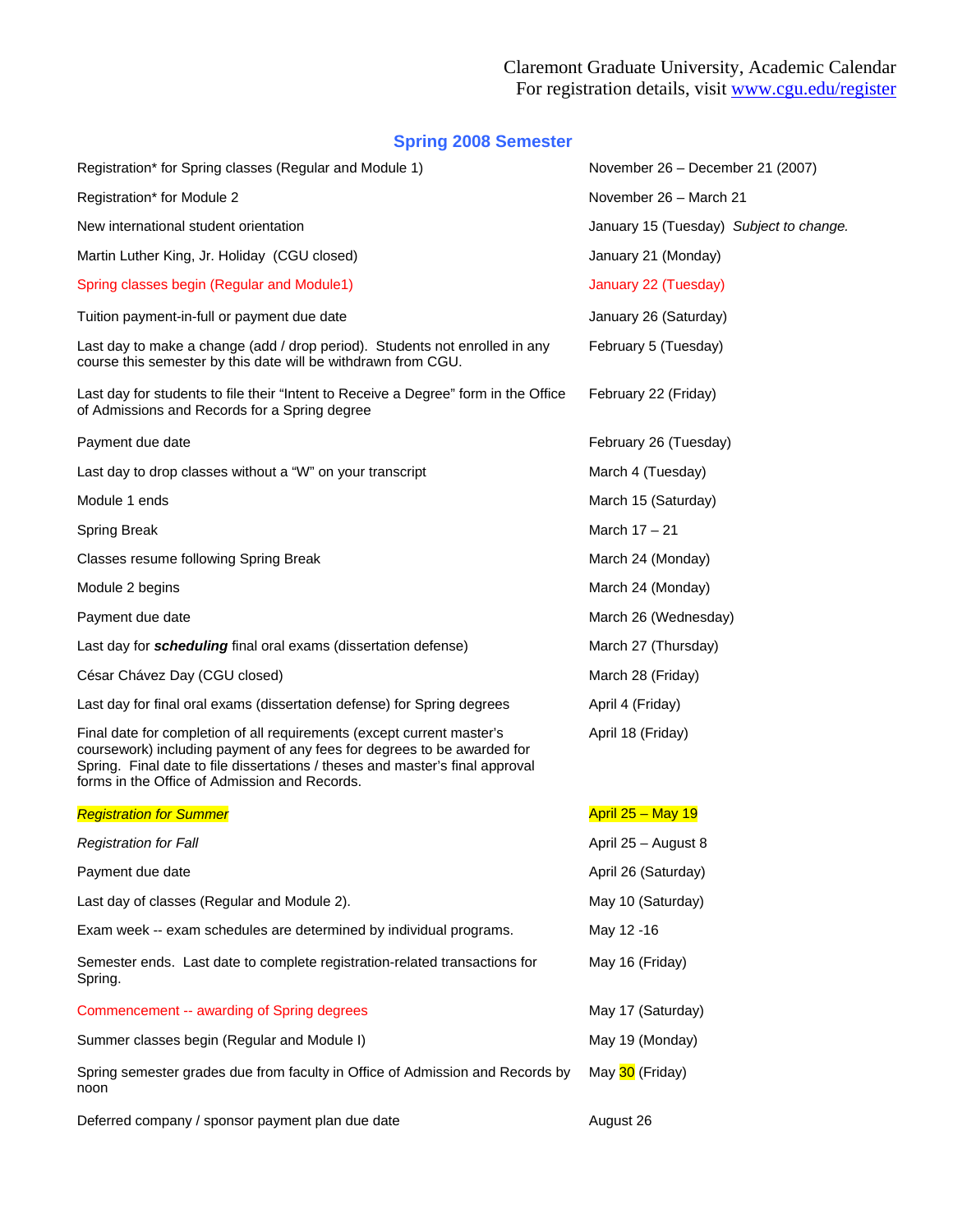Claremont Graduate University, Academic Calendar
For registration details, visit [www.cgu.edu/register](http://www.cgu.edu/register)

## Spring 2008 Semester

| Event | Date |
|---|---|
| Registration* for Spring classes (Regular and Module 1) | November 26 – December 21 (2007) |
| Registration* for Module 2 | November 26 – March 21 |
| New international student orientation | January 15 (Tuesday) *Subject to change.* |
| Martin Luther King, Jr. Holiday (CGU closed) | January 21 (Monday) |
| Spring classes begin (Regular and Module1) | January 22 (Tuesday) |
| Tuition payment-in-full or payment due date | January 26 (Saturday) |
| Last day to make a change (add / drop period). Students not enrolled in any course this semester by this date will be withdrawn from CGU. | February 5 (Tuesday) |
| Last day for students to file their "Intent to Receive a Degree" form in the Office of Admissions and Records for a Spring degree | February 22 (Friday) |
| Payment due date | February 26 (Tuesday) |
| Last day to drop classes without a "W" on your transcript | March 4 (Tuesday) |
| Module 1 ends | March 15 (Saturday) |
| Spring Break | March 17 – 21 |
| Classes resume following Spring Break | March 24 (Monday) |
| Module 2 begins | March 24 (Monday) |
| Payment due date | March 26 (Wednesday) |
| Last day for ***scheduling*** final oral exams (dissertation defense) | March 27 (Thursday) |
| César Chávez Day (CGU closed) | March 28 (Friday) |
| Last day for final oral exams (dissertation defense) for Spring degrees | April 4 (Friday) |
| Final date for completion of all requirements (except current master's coursework) including payment of any fees for degrees to be awarded for Spring. Final date to file dissertations / theses and master's final approval forms in the Office of Admission and Records. | April 18 (Friday) |
| *Registration for Summer* | April 25 – May 19 |
| *Registration for Fall* | April 25 – August 8 |
| Payment due date | April 26 (Saturday) |
| Last day of classes (Regular and Module 2). | May 10 (Saturday) |
| Exam week -- exam schedules are determined by individual programs. | May 12 -16 |
| Semester ends. Last date to complete registration-related transactions for Spring. | May 16 (Friday) |
| Commencement -- awarding of Spring degrees | May 17 (Saturday) |
| Summer classes begin (Regular and Module I) | May 19 (Monday) |
| Spring semester grades due from faculty in Office of Admission and Records by noon | May 30 (Friday) |
| Deferred company / sponsor payment plan due date | August 26 |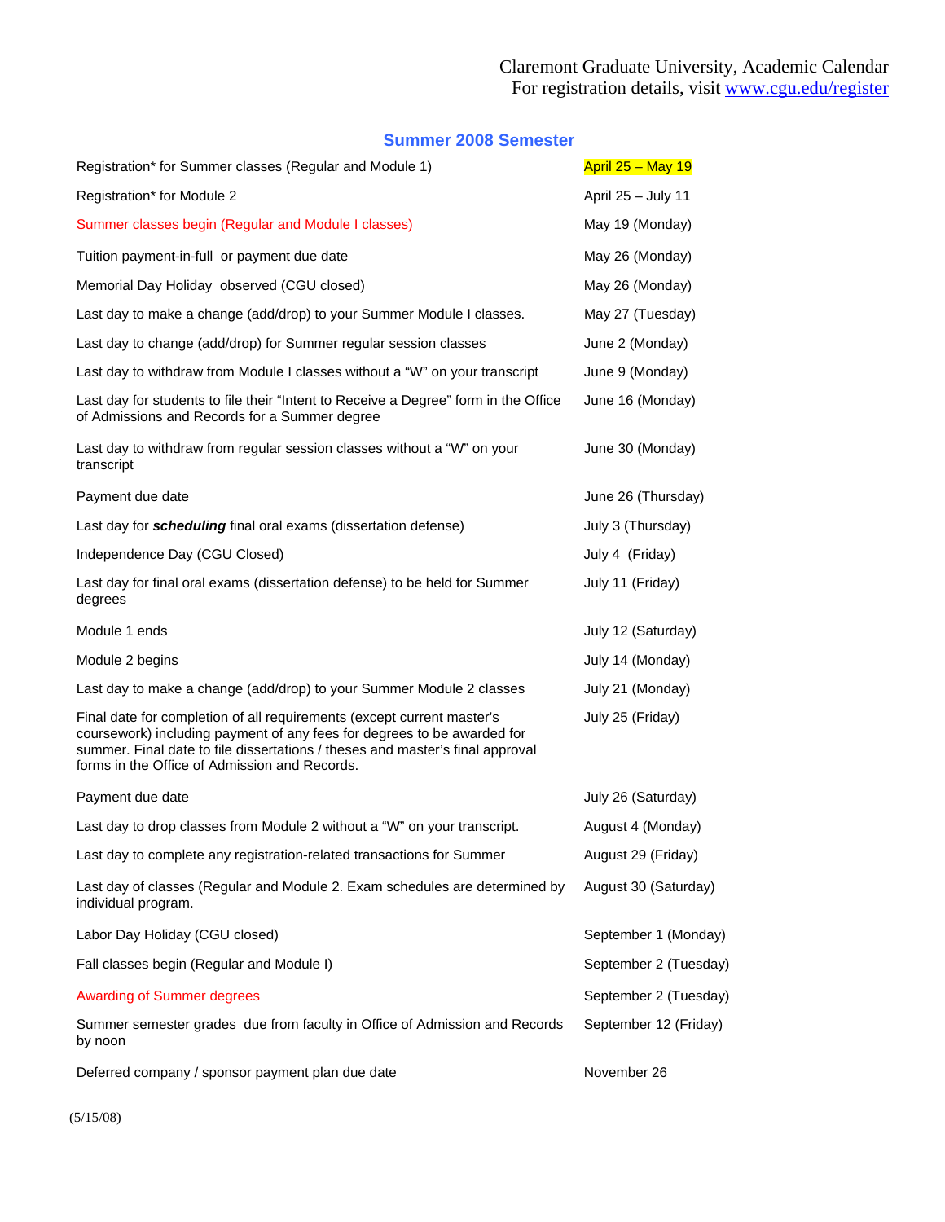Claremont Graduate University, Academic Calendar
For registration details, visit www.cgu.edu/register

## Summer 2008 Semester

| | |
|---|---|
| Registration* for Summer classes (Regular and Module 1) | April 25 – May 19 |
| Registration* for Module 2 | April 25 – July 11 |
| Summer classes begin (Regular and Module I classes) | May 19 (Monday) |
| Tuition payment-in-full or payment due date | May 26 (Monday) |
| Memorial Day Holiday observed (CGU closed) | May 26 (Monday) |
| Last day to make a change (add/drop) to your Summer Module I classes. | May 27 (Tuesday) |
| Last day to change (add/drop) for Summer regular session classes | June 2 (Monday) |
| Last day to withdraw from Module I classes without a "W" on your transcript | June 9 (Monday) |
| Last day for students to file their "Intent to Receive a Degree" form in the Office of Admissions and Records for a Summer degree | June 16 (Monday) |
| Last day to withdraw from regular session classes without a "W" on your transcript | June 30 (Monday) |
| Payment due date | June 26 (Thursday) |
| Last day for ***scheduling*** final oral exams (dissertation defense) | July 3 (Thursday) |
| Independence Day (CGU Closed) | July 4 (Friday) |
| Last day for final oral exams (dissertation defense) to be held for Summer degrees | July 11 (Friday) |
| Module 1 ends | July 12 (Saturday) |
| Module 2 begins | July 14 (Monday) |
| Last day to make a change (add/drop) to your Summer Module 2 classes | July 21 (Monday) |
| Final date for completion of all requirements (except current master's coursework) including payment of any fees for degrees to be awarded for summer. Final date to file dissertations / theses and master's final approval forms in the Office of Admission and Records. | July 25 (Friday) |
| Payment due date | July 26 (Saturday) |
| Last day to drop classes from Module 2 without a "W" on your transcript. | August 4 (Monday) |
| Last day to complete any registration-related transactions for Summer | August 29 (Friday) |
| Last day of classes (Regular and Module 2. Exam schedules are determined by individual program. | August 30 (Saturday) |
| Labor Day Holiday (CGU closed) | September 1 (Monday) |
| Fall classes begin (Regular and Module I) | September 2 (Tuesday) |
| Awarding of Summer degrees | September 2 (Tuesday) |
| Summer semester grades due from faculty in Office of Admission and Records by noon | September 12 (Friday) |
| Deferred company / sponsor payment plan due date | November 26 |

(5/15/08)